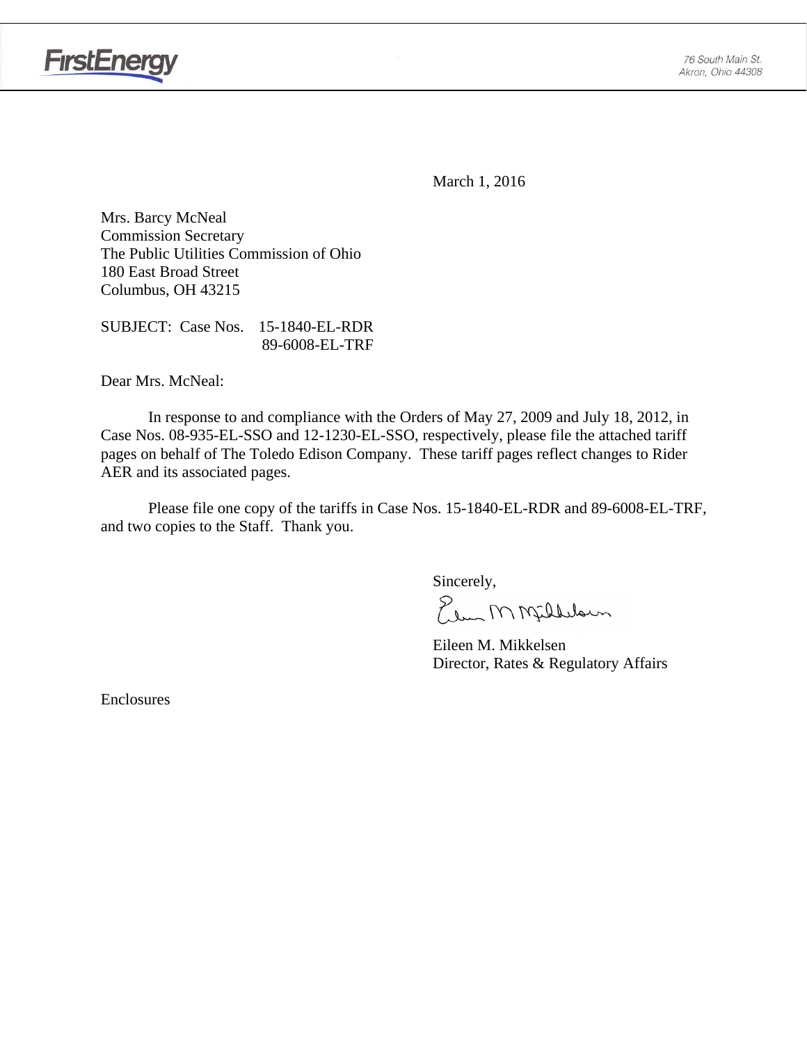FirstEnergy

76 South Main St.
Akron, Ohio 44308

March 1, 2016

Mrs. Barcy McNeal
Commission Secretary
The Public Utilities Commission of Ohio
180 East Broad Street
Columbus, OH 43215

SUBJECT: Case Nos. 15-1840-EL-RDR
89-6008-EL-TRF

Dear Mrs. McNeal:

In response to and compliance with the Orders of May 27, 2009 and July 18, 2012, in Case Nos. 08-935-EL-SSO and 12-1230-EL-SSO, respectively, please file the attached tariff pages on behalf of The Toledo Edison Company. These tariff pages reflect changes to Rider AER and its associated pages.

Please file one copy of the tariffs in Case Nos. 15-1840-EL-RDR and 89-6008-EL-TRF, and two copies to the Staff. Thank you.

Sincerely,

Eileen M. Mikkelsen
Director, Rates & Regulatory Affairs

Enclosures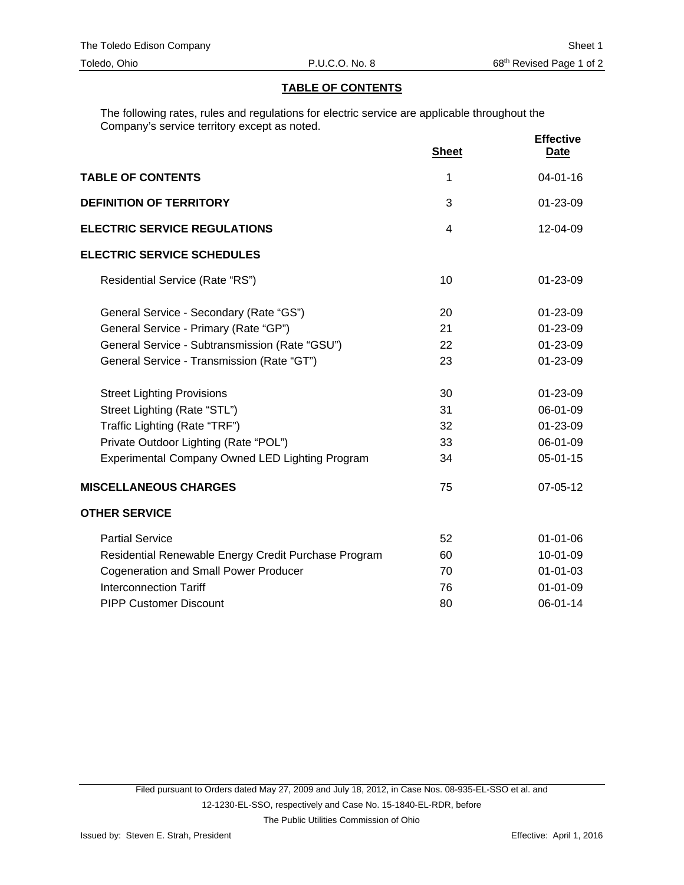## TABLE OF CONTENTS

The following rates, rules and regulations for electric service are applicable throughout the Company's service territory except as noted.

| | Sheet | Effective Date |
|---|---|---|
| **TABLE OF CONTENTS** | 1 | 04-01-16 |
| **DEFINITION OF TERRITORY** | 3 | 01-23-09 |
| **ELECTRIC SERVICE REGULATIONS** | 4 | 12-04-09 |
| **ELECTRIC SERVICE SCHEDULES** | | |
| Residential Service (Rate "RS") | 10 | 01-23-09 |
| General Service - Secondary (Rate "GS") | 20 | 01-23-09 |
| General Service - Primary (Rate "GP") | 21 | 01-23-09 |
| General Service - Subtransmission (Rate "GSU") | 22 | 01-23-09 |
| General Service - Transmission (Rate "GT") | 23 | 01-23-09 |
| Street Lighting Provisions | 30 | 01-23-09 |
| Street Lighting (Rate "STL") | 31 | 06-01-09 |
| Traffic Lighting (Rate "TRF") | 32 | 01-23-09 |
| Private Outdoor Lighting (Rate "POL") | 33 | 06-01-09 |
| Experimental Company Owned LED Lighting Program | 34 | 05-01-15 |
| **MISCELLANEOUS CHARGES** | 75 | 07-05-12 |
| **OTHER SERVICE** | | |
| Partial Service | 52 | 01-01-06 |
| Residential Renewable Energy Credit Purchase Program | 60 | 10-01-09 |
| Cogeneration and Small Power Producer | 70 | 01-01-03 |
| Interconnection Tariff | 76 | 01-01-09 |
| PIPP Customer Discount | 80 | 06-01-14 |

Filed pursuant to Orders dated May 27, 2009 and July 18, 2012, in Case Nos. 08-935-EL-SSO et al. and 12-1230-EL-SSO, respectively and Case No. 15-1840-EL-RDR, before The Public Utilities Commission of Ohio

Issued by: Steven E. Strah, President

Effective: April 1, 2016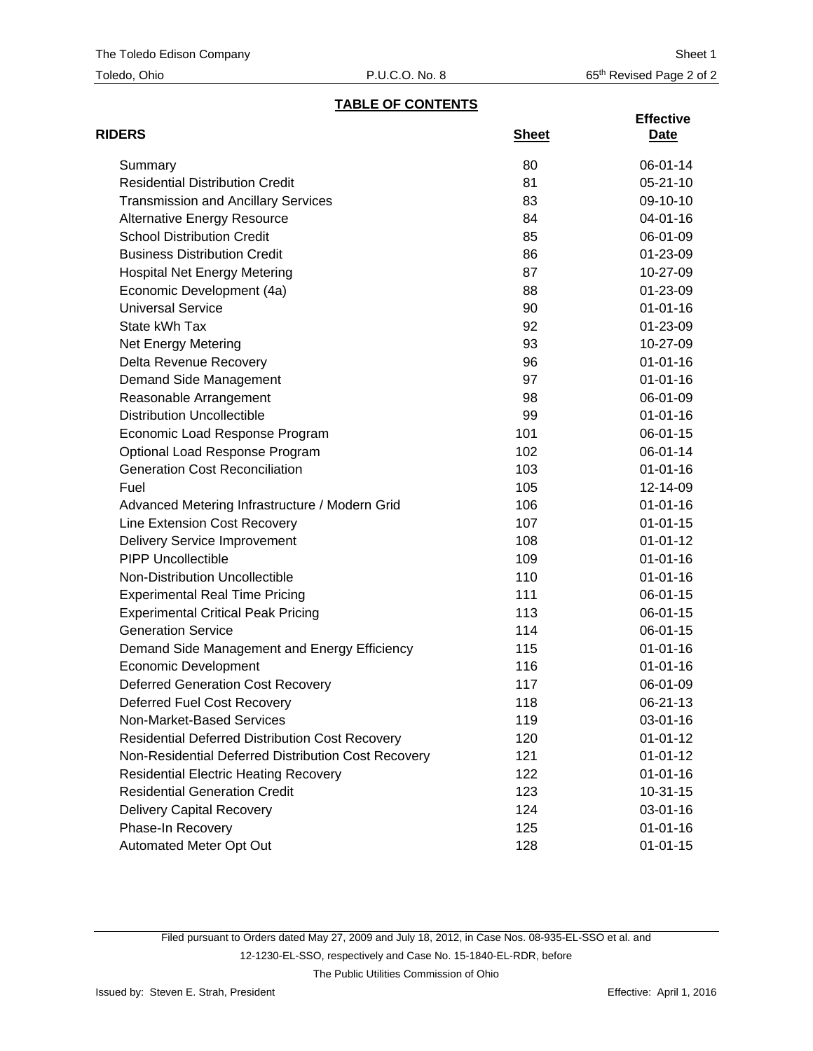## TABLE OF CONTENTS

| RIDERS | Sheet | Effective Date |
|---|---|---|
| Summary | 80 | 06-01-14 |
| Residential Distribution Credit | 81 | 05-21-10 |
| Transmission and Ancillary Services | 83 | 09-10-10 |
| Alternative Energy Resource | 84 | 04-01-16 |
| School Distribution Credit | 85 | 06-01-09 |
| Business Distribution Credit | 86 | 01-23-09 |
| Hospital Net Energy Metering | 87 | 10-27-09 |
| Economic Development (4a) | 88 | 01-23-09 |
| Universal Service | 90 | 01-01-16 |
| State kWh Tax | 92 | 01-23-09 |
| Net Energy Metering | 93 | 10-27-09 |
| Delta Revenue Recovery | 96 | 01-01-16 |
| Demand Side Management | 97 | 01-01-16 |
| Reasonable Arrangement | 98 | 06-01-09 |
| Distribution Uncollectible | 99 | 01-01-16 |
| Economic Load Response Program | 101 | 06-01-15 |
| Optional Load Response Program | 102 | 06-01-14 |
| Generation Cost Reconciliation | 103 | 01-01-16 |
| Fuel | 105 | 12-14-09 |
| Advanced Metering Infrastructure / Modern Grid | 106 | 01-01-16 |
| Line Extension Cost Recovery | 107 | 01-01-15 |
| Delivery Service Improvement | 108 | 01-01-12 |
| PIPP Uncollectible | 109 | 01-01-16 |
| Non-Distribution Uncollectible | 110 | 01-01-16 |
| Experimental Real Time Pricing | 111 | 06-01-15 |
| Experimental Critical Peak Pricing | 113 | 06-01-15 |
| Generation Service | 114 | 06-01-15 |
| Demand Side Management and Energy Efficiency | 115 | 01-01-16 |
| Economic Development | 116 | 01-01-16 |
| Deferred Generation Cost Recovery | 117 | 06-01-09 |
| Deferred Fuel Cost Recovery | 118 | 06-21-13 |
| Non-Market-Based Services | 119 | 03-01-16 |
| Residential Deferred Distribution Cost Recovery | 120 | 01-01-12 |
| Non-Residential Deferred Distribution Cost Recovery | 121 | 01-01-12 |
| Residential Electric Heating Recovery | 122 | 01-01-16 |
| Residential Generation Credit | 123 | 10-31-15 |
| Delivery Capital Recovery | 124 | 03-01-16 |
| Phase-In Recovery | 125 | 01-01-16 |
| Automated Meter Opt Out | 128 | 01-01-15 |

Filed pursuant to Orders dated May 27, 2009 and July 18, 2012, in Case Nos. 08-935-EL-SSO et al. and 12-1230-EL-SSO, respectively and Case No. 15-1840-EL-RDR, before The Public Utilities Commission of Ohio

Issued by: Steven E. Strah, President

Effective: April 1, 2016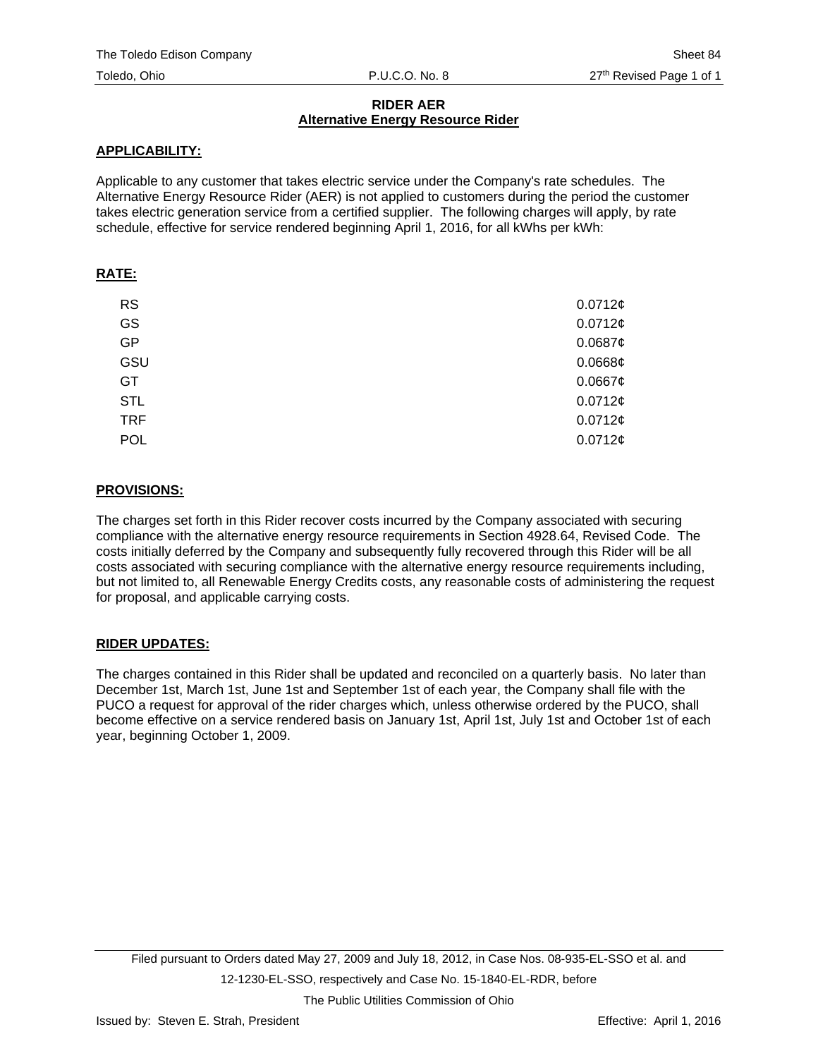# RIDER AER

## Alternative Energy Resource Rider

### APPLICABILITY:

Applicable to any customer that takes electric service under the Company's rate schedules. The Alternative Energy Resource Rider (AER) is not applied to customers during the period the customer takes electric generation service from a certified supplier. The following charges will apply, by rate schedule, effective for service rendered beginning April 1, 2016, for all kWhs per kWh:

### RATE:

| | |
|---|---|
| RS | 0.0712¢ |
| GS | 0.0712¢ |
| GP | 0.0687¢ |
| GSU | 0.0668¢ |
| GT | 0.0667¢ |
| STL | 0.0712¢ |
| TRF | 0.0712¢ |
| POL | 0.0712¢ |

### PROVISIONS:

The charges set forth in this Rider recover costs incurred by the Company associated with securing compliance with the alternative energy resource requirements in Section 4928.64, Revised Code. The costs initially deferred by the Company and subsequently fully recovered through this Rider will be all costs associated with securing compliance with the alternative energy resource requirements including, but not limited to, all Renewable Energy Credits costs, any reasonable costs of administering the request for proposal, and applicable carrying costs.

### RIDER UPDATES:

The charges contained in this Rider shall be updated and reconciled on a quarterly basis. No later than December 1st, March 1st, June 1st and September 1st of each year, the Company shall file with the PUCO a request for approval of the rider charges which, unless otherwise ordered by the PUCO, shall become effective on a service rendered basis on January 1st, April 1st, July 1st and October 1st of each year, beginning October 1, 2009.

Filed pursuant to Orders dated May 27, 2009 and July 18, 2012, in Case Nos. 08-935-EL-SSO et al. and 12-1230-EL-SSO, respectively and Case No. 15-1840-EL-RDR, before The Public Utilities Commission of Ohio

Issued by: Steven E. Strah, President

Effective: April 1, 2016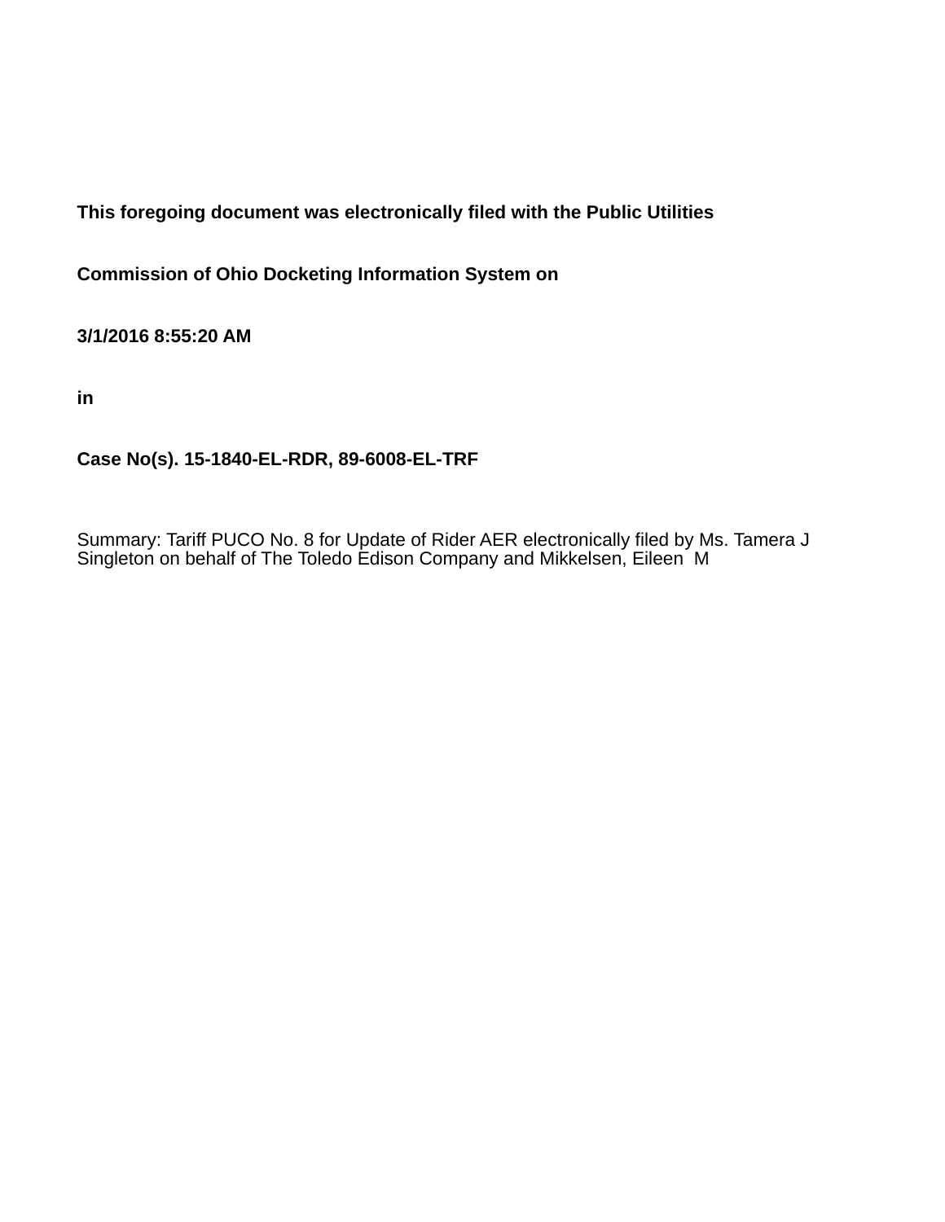**This foregoing document was electronically filed with the Public Utilities**

**Commission of Ohio Docketing Information System on**

**3/1/2016 8:55:20 AM**

**in**

**Case No(s). 15-1840-EL-RDR, 89-6008-EL-TRF**

Summary: Tariff PUCO No. 8 for Update of Rider AER electronically filed by Ms. Tamera J Singleton on behalf of The Toledo Edison Company and Mikkelsen, Eileen M